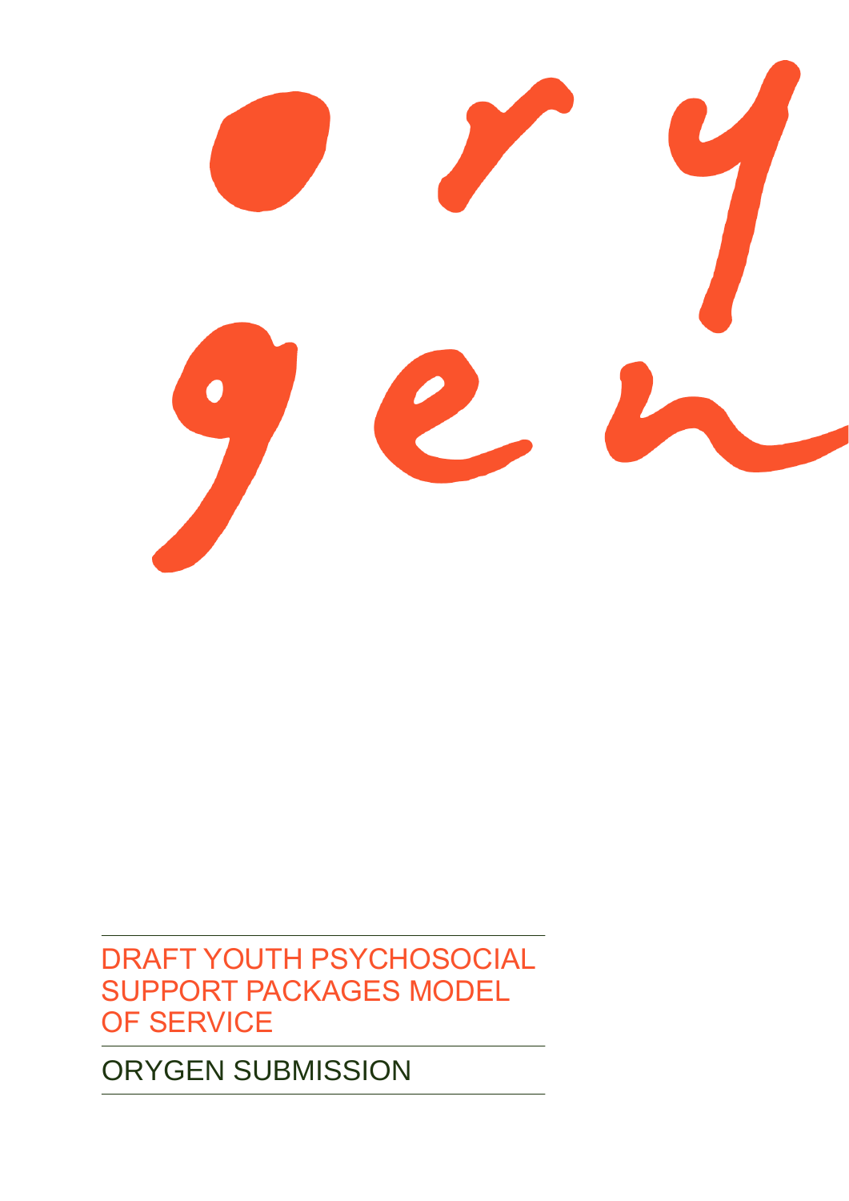# DRAFT YOUTH PSYCHOSOCIAL SUPPORT PACKAGES MODEL OF SERVICE

## ORYGEN SUBMISSION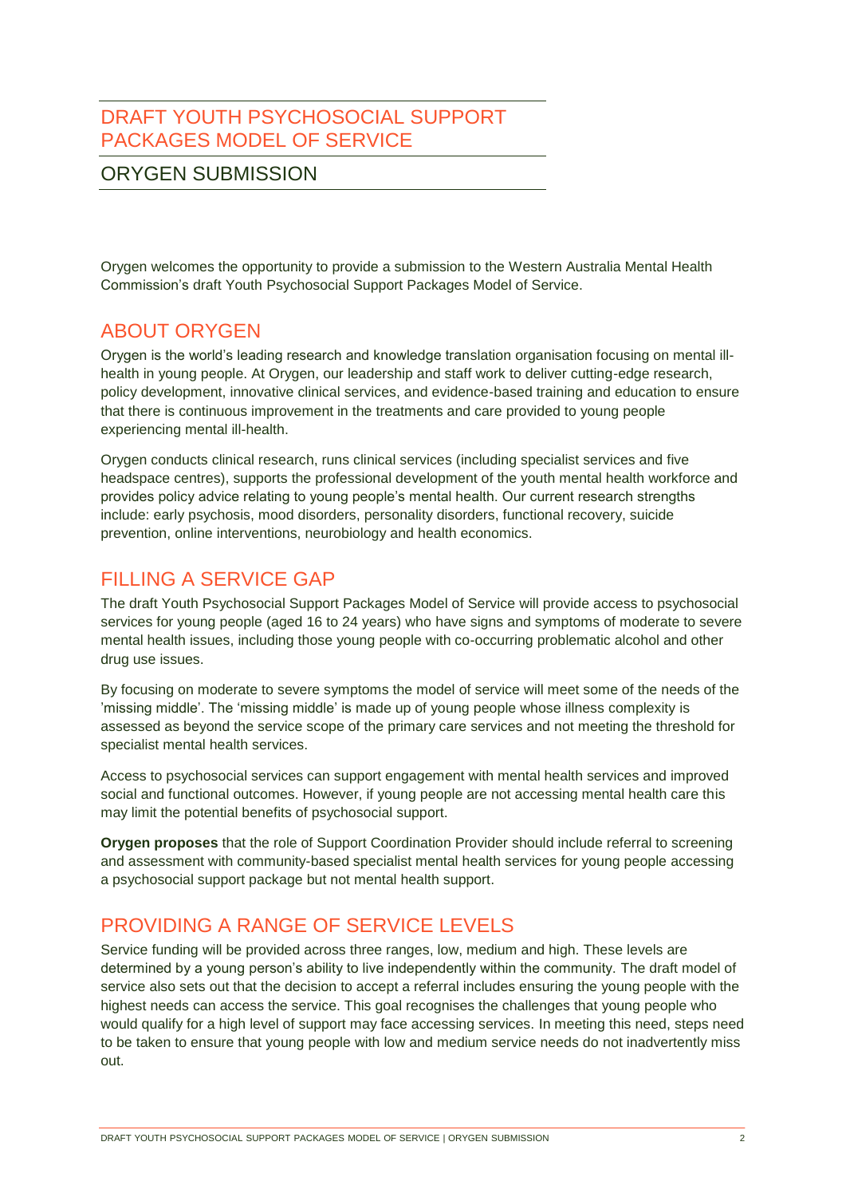# DRAFT YOUTH PSYCHOSOCIAL SUPPORT PACKAGES MODEL OF SERVICE

## ORYGEN SUBMISSION

Orygen welcomes the opportunity to provide a submission to the Western Australia Mental Health Commission's draft Youth Psychosocial Support Packages Model of Service.

## ABOUT ORYGEN

Orygen is the world's leading research and knowledge translation organisation focusing on mental ill-health in young people. At Orygen, our leadership and staff work to deliver cutting-edge research, policy development, innovative clinical services, and evidence-based training and education to ensure that there is continuous improvement in the treatments and care provided to young people experiencing mental ill-health.

Orygen conducts clinical research, runs clinical services (including specialist services and five headspace centres), supports the professional development of the youth mental health workforce and provides policy advice relating to young people's mental health. Our current research strengths include: early psychosis, mood disorders, personality disorders, functional recovery, suicide prevention, online interventions, neurobiology and health economics.

## FILLING A SERVICE GAP

The draft Youth Psychosocial Support Packages Model of Service will provide access to psychosocial services for young people (aged 16 to 24 years) who have signs and symptoms of moderate to severe mental health issues, including those young people with co-occurring problematic alcohol and other drug use issues.

By focusing on moderate to severe symptoms the model of service will meet some of the needs of the 'missing middle'. The 'missing middle' is made up of young people whose illness complexity is assessed as beyond the service scope of the primary care services and not meeting the threshold for specialist mental health services.

Access to psychosocial services can support engagement with mental health services and improved social and functional outcomes. However, if young people are not accessing mental health care this may limit the potential benefits of psychosocial support.

**Orygen proposes** that the role of Support Coordination Provider should include referral to screening and assessment with community-based specialist mental health services for young people accessing a psychosocial support package but not mental health support.

## PROVIDING A RANGE OF SERVICE LEVELS

Service funding will be provided across three ranges, low, medium and high. These levels are determined by a young person's ability to live independently within the community. The draft model of service also sets out that the decision to accept a referral includes ensuring the young people with the highest needs can access the service. This goal recognises the challenges that young people who would qualify for a high level of support may face accessing services. In meeting this need, steps need to be taken to ensure that young people with low and medium service needs do not inadvertently miss out.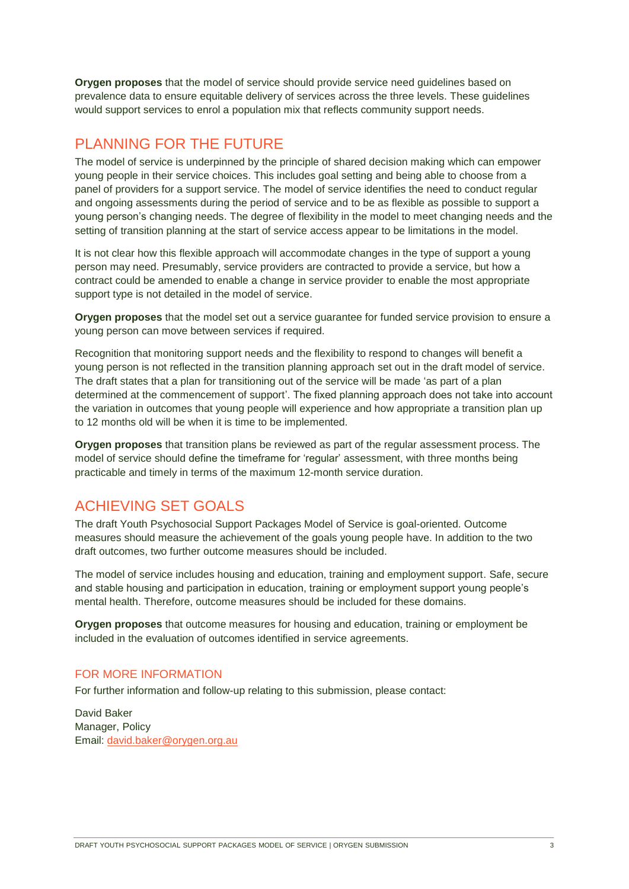**Orygen proposes** that the model of service should provide service need guidelines based on prevalence data to ensure equitable delivery of services across the three levels. These guidelines would support services to enrol a population mix that reflects community support needs.

## PLANNING FOR THE FUTURE

The model of service is underpinned by the principle of shared decision making which can empower young people in their service choices. This includes goal setting and being able to choose from a panel of providers for a support service. The model of service identifies the need to conduct regular and ongoing assessments during the period of service and to be as flexible as possible to support a young person's changing needs. The degree of flexibility in the model to meet changing needs and the setting of transition planning at the start of service access appear to be limitations in the model.

It is not clear how this flexible approach will accommodate changes in the type of support a young person may need. Presumably, service providers are contracted to provide a service, but how a contract could be amended to enable a change in service provider to enable the most appropriate support type is not detailed in the model of service.

**Orygen proposes** that the model set out a service guarantee for funded service provision to ensure a young person can move between services if required.

Recognition that monitoring support needs and the flexibility to respond to changes will benefit a young person is not reflected in the transition planning approach set out in the draft model of service. The draft states that a plan for transitioning out of the service will be made 'as part of a plan determined at the commencement of support'. The fixed planning approach does not take into account the variation in outcomes that young people will experience and how appropriate a transition plan up to 12 months old will be when it is time to be implemented.

**Orygen proposes** that transition plans be reviewed as part of the regular assessment process. The model of service should define the timeframe for 'regular' assessment, with three months being practicable and timely in terms of the maximum 12-month service duration.

## ACHIEVING SET GOALS

The draft Youth Psychosocial Support Packages Model of Service is goal-oriented. Outcome measures should measure the achievement of the goals young people have. In addition to the two draft outcomes, two further outcome measures should be included.

The model of service includes housing and education, training and employment support. Safe, secure and stable housing and participation in education, training or employment support young people's mental health. Therefore, outcome measures should be included for these domains.

**Orygen proposes** that outcome measures for housing and education, training or employment be included in the evaluation of outcomes identified in service agreements.

### FOR MORE INFORMATION

For further information and follow-up relating to this submission, please contact:

David Baker
Manager, Policy
Email: david.baker@orygen.org.au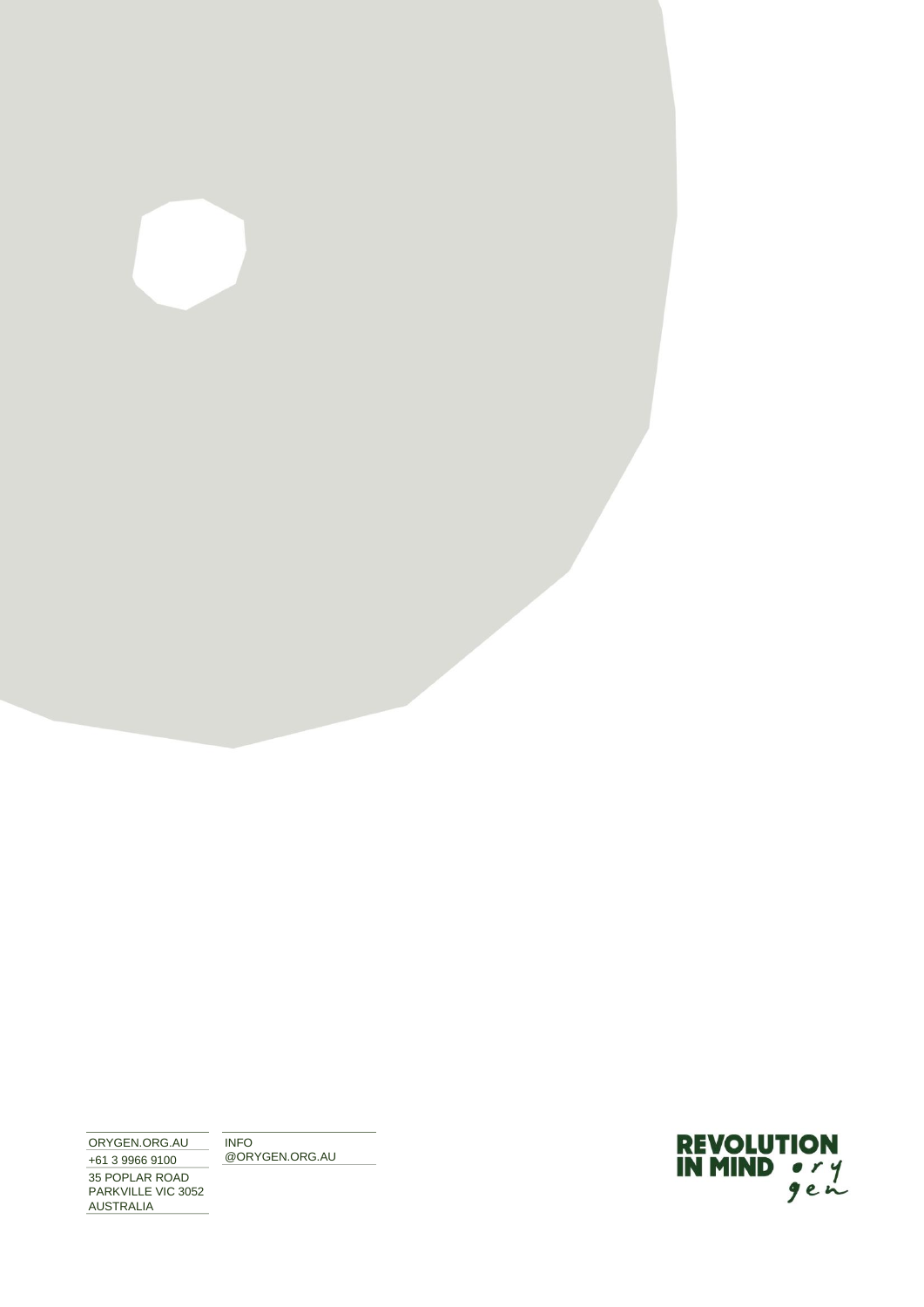ORYGEN.ORG.AU
+61 3 9966 9100
35 POPLAR ROAD
PARKVILLE VIC 3052
AUSTRALIA

INFO
@ORYGEN.ORG.AU

REVOLUTION
IN MIND
orygen